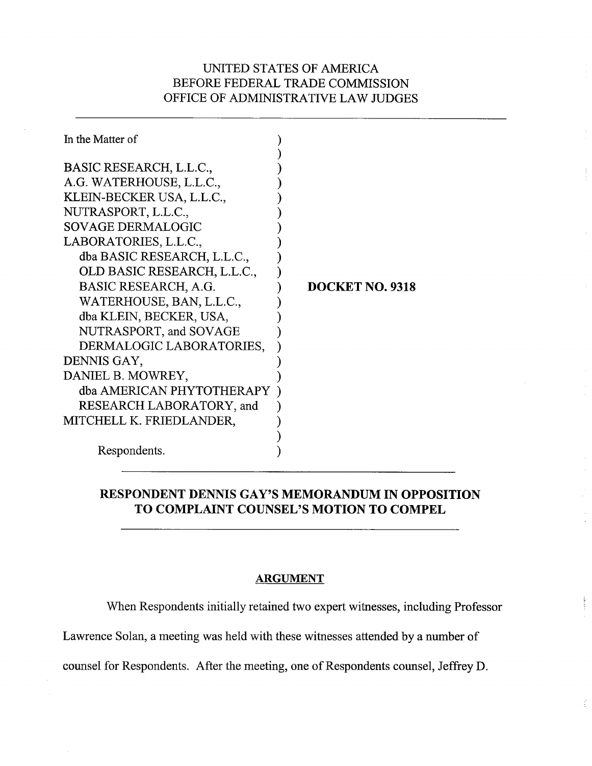UNITED STATES OF AMERICA
BEFORE FEDERAL TRADE COMMISSION
OFFICE OF ADMINISTRATIVE LAW JUDGES

---

In the Matter of

BASIC RESEARCH, L.L.C.,
A.G. WATERHOUSE, L.L.C.,
KLEIN-BECKER USA, L.L.C.,
NUTRASPORT, L.L.C.,
SOVAGE DERMALOGIC
LABORATORIES, L.L.C.,
dba BASIC RESEARCH, L.L.C.,
OLD BASIC RESEARCH, L.L.C.,
BASIC RESEARCH, A.G.
WATERHOUSE, BAN, L.L.C.,
dba KLEIN, BECKER, USA,
NUTRASPORT, and SOVAGE
DERMALOGIC LABORATORIES,
DENNIS GAY,
DANIEL B. MOWREY,
dba AMERICAN PHYTOTHERAPY
RESEARCH LABORATORY, and
MITCHELL K. FRIEDLANDER,

Respondents.

**DOCKET NO. 9318**

---

## RESPONDENT DENNIS GAY'S MEMORANDUM IN OPPOSITION TO COMPLAINT COUNSEL'S MOTION TO COMPEL

---

### ARGUMENT

When Respondents initially retained two expert witnesses, including Professor Lawrence Solan, a meeting was held with these witnesses attended by a number of counsel for Respondents. After the meeting, one of Respondents counsel, Jeffrey D.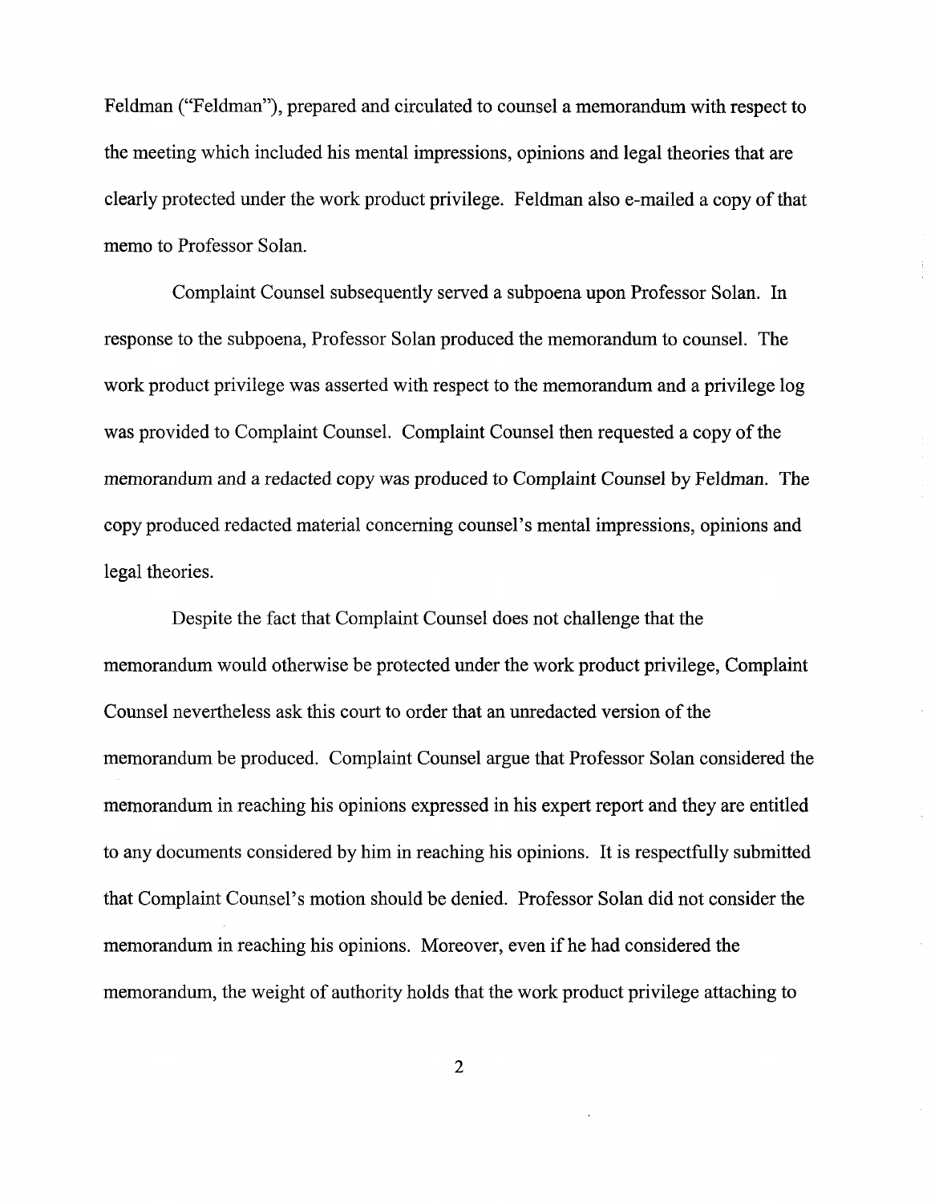Feldman ("Feldman"), prepared and circulated to counsel a memorandum with respect to the meeting which included his mental impressions, opinions and legal theories that are clearly protected under the work product privilege. Feldman also e-mailed a copy of that memo to Professor Solan.

Complaint Counsel subsequently served a subpoena upon Professor Solan. In response to the subpoena, Professor Solan produced the memorandum to counsel. The work product privilege was asserted with respect to the memorandum and a privilege log was provided to Complaint Counsel. Complaint Counsel then requested a copy of the memorandum and a redacted copy was produced to Complaint Counsel by Feldman. The copy produced redacted material concerning counsel's mental impressions, opinions and legal theories.

Despite the fact that Complaint Counsel does not challenge that the memorandum would otherwise be protected under the work product privilege, Complaint Counsel nevertheless ask this court to order that an unredacted version of the memorandum be produced. Complaint Counsel argue that Professor Solan considered the memorandum in reaching his opinions expressed in his expert report and they are entitled to any documents considered by him in reaching his opinions. It is respectfully submitted that Complaint Counsel's motion should be denied. Professor Solan did not consider the memorandum in reaching his opinions. Moreover, even if he had considered the memorandum, the weight of authority holds that the work product privilege attaching to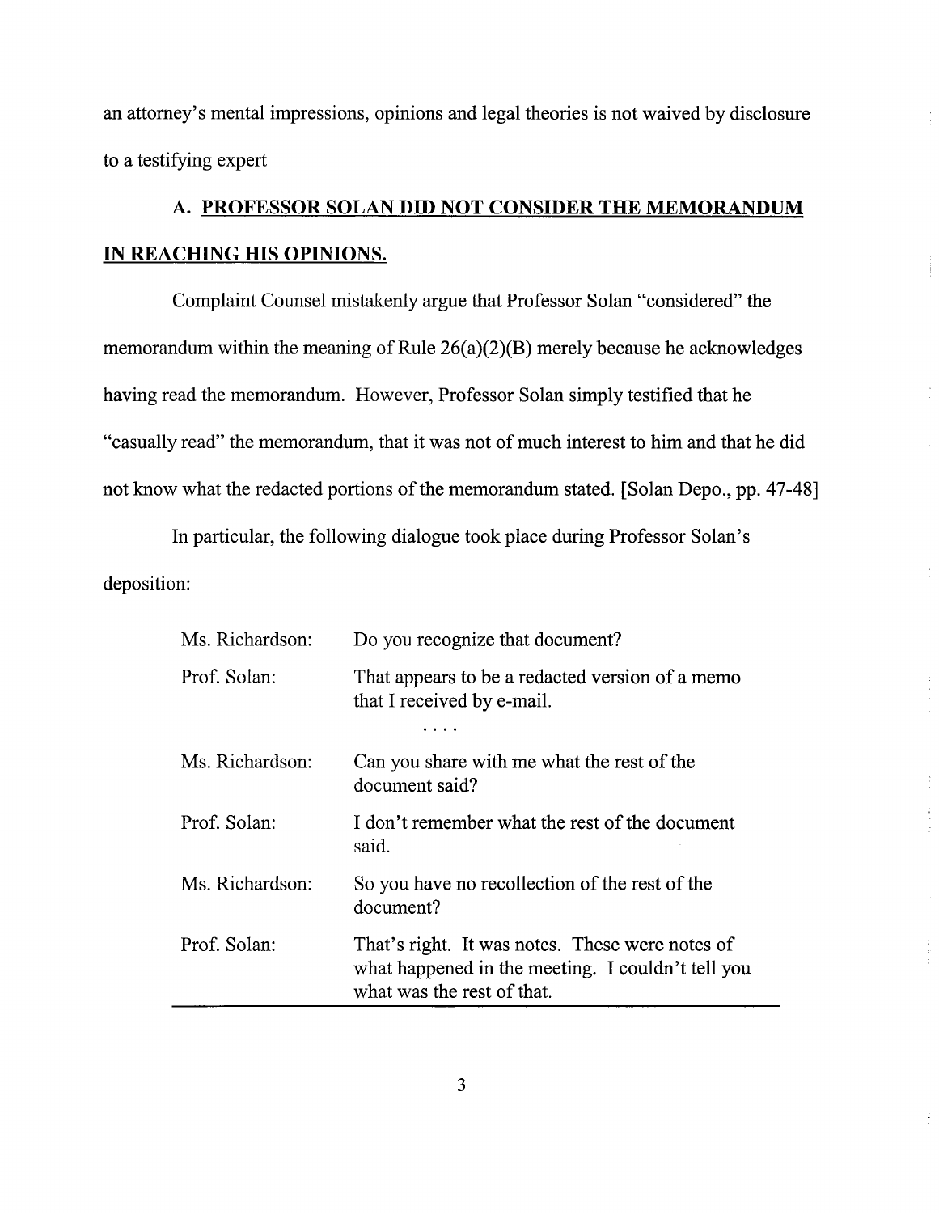an attorney's mental impressions, opinions and legal theories is not waived by disclosure to a testifying expert

## A. PROFESSOR SOLAN DID NOT CONSIDER THE MEMORANDUM IN REACHING HIS OPINIONS.

Complaint Counsel mistakenly argue that Professor Solan "considered" the memorandum within the meaning of Rule 26(a)(2)(B) merely because he acknowledges having read the memorandum. However, Professor Solan simply testified that he "casually read" the memorandum, that it was not of much interest to him and that he did not know what the redacted portions of the memorandum stated. [Solan Depo., pp. 47-48]

In particular, the following dialogue took place during Professor Solan's deposition:

| | |
|---|---|
| Ms. Richardson: | Do you recognize that document? |
| Prof. Solan: | That appears to be a redacted version of a memo that I received by e-mail. <br> . . . . |
| Ms. Richardson: | Can you share with me what the rest of the document said? |
| Prof. Solan: | I don't remember what the rest of the document said. |
| Ms. Richardson: | So you have no recollection of the rest of the document? |
| Prof. Solan: | That's right. It was notes. These were notes of what happened in the meeting. I couldn't tell you what was the rest of that. |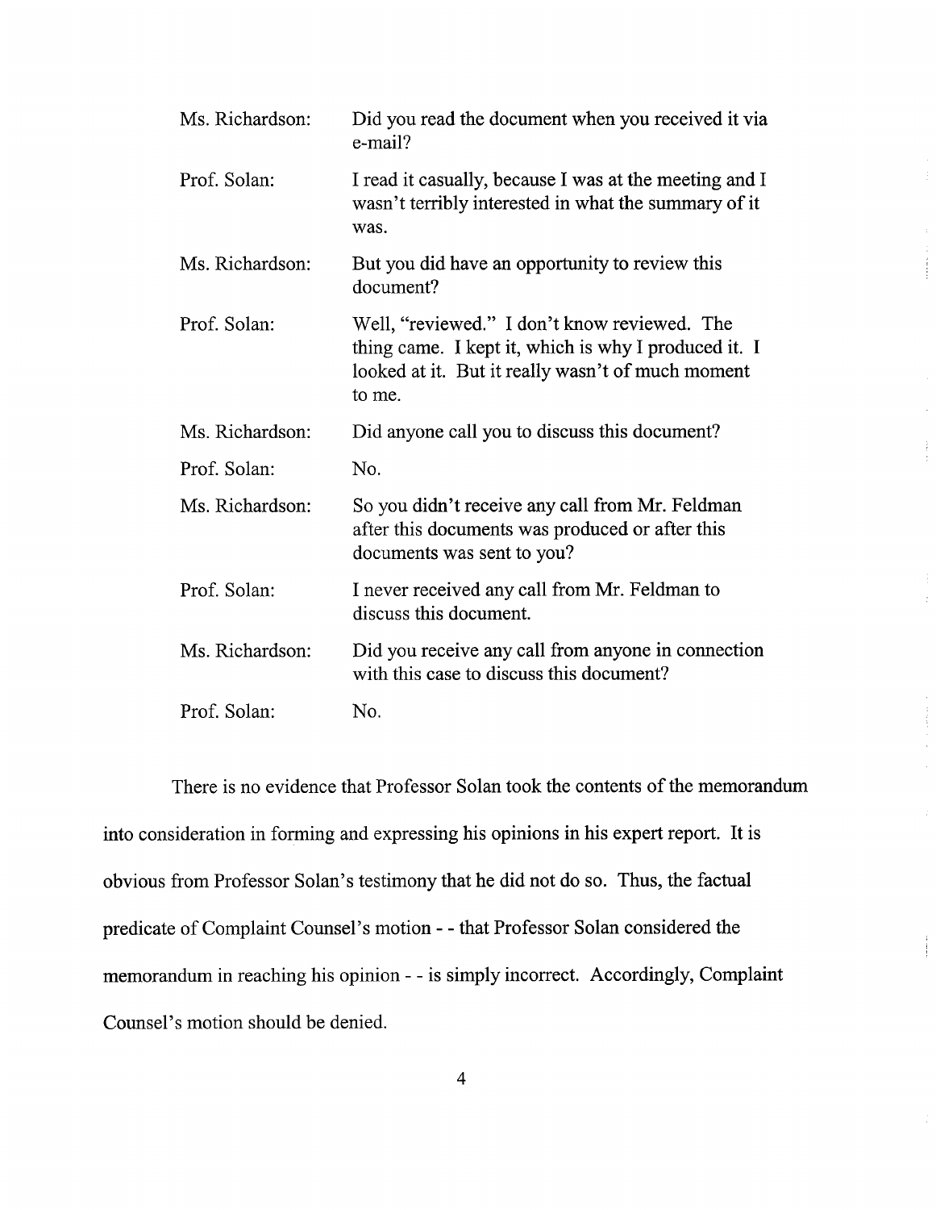| | |
|---|---|
| Ms. Richardson: | Did you read the document when you received it via e-mail? |
| Prof. Solan: | I read it casually, because I was at the meeting and I wasn't terribly interested in what the summary of it was. |
| Ms. Richardson: | But you did have an opportunity to review this document? |
| Prof. Solan: | Well, "reviewed." I don't know reviewed. The thing came. I kept it, which is why I produced it. I looked at it. But it really wasn't of much moment to me. |
| Ms. Richardson: | Did anyone call you to discuss this document? |
| Prof. Solan: | No. |
| Ms. Richardson: | So you didn't receive any call from Mr. Feldman after this documents was produced or after this documents was sent to you? |
| Prof. Solan: | I never received any call from Mr. Feldman to discuss this document. |
| Ms. Richardson: | Did you receive any call from anyone in connection with this case to discuss this document? |
| Prof. Solan: | No. |

There is no evidence that Professor Solan took the contents of the memorandum into consideration in forming and expressing his opinions in his expert report. It is obvious from Professor Solan's testimony that he did not do so. Thus, the factual predicate of Complaint Counsel's motion - - that Professor Solan considered the memorandum in reaching his opinion - - is simply incorrect. Accordingly, Complaint Counsel's motion should be denied.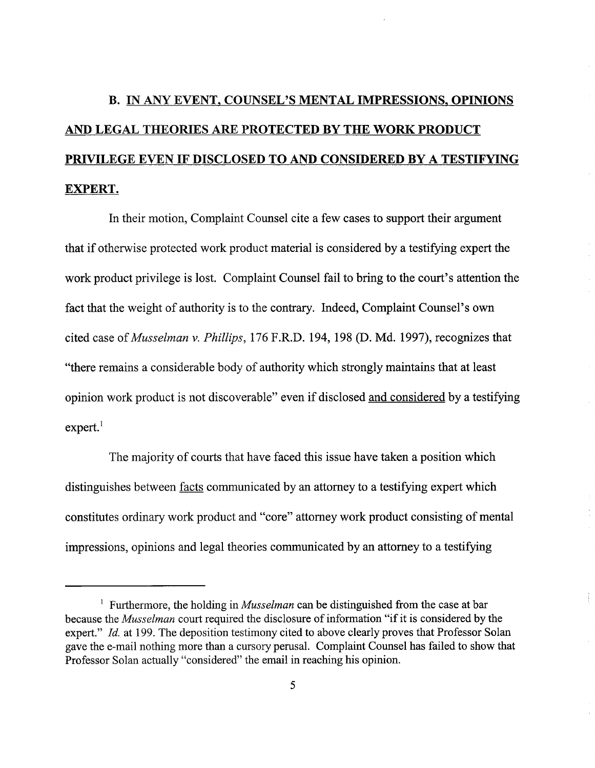## B. IN ANY EVENT, COUNSEL'S MENTAL IMPRESSIONS, OPINIONS AND LEGAL THEORIES ARE PROTECTED BY THE WORK PRODUCT PRIVILEGE EVEN IF DISCLOSED TO AND CONSIDERED BY A TESTIFYING EXPERT.

In their motion, Complaint Counsel cite a few cases to support their argument that if otherwise protected work product material is considered by a testifying expert the work product privilege is lost. Complaint Counsel fail to bring to the court's attention the fact that the weight of authority is to the contrary. Indeed, Complaint Counsel's own cited case of *Musselman v. Phillips*, 176 F.R.D. 194, 198 (D. Md. 1997), recognizes that "there remains a considerable body of authority which strongly maintains that at least opinion work product is not discoverable" even if disclosed <u>and considered</u> by a testifying expert.[1]

The majority of courts that have faced this issue have taken a position which distinguishes between <u>facts</u> communicated by an attorney to a testifying expert which constitutes ordinary work product and "core" attorney work product consisting of mental impressions, opinions and legal theories communicated by an attorney to a testifying

---

[1] Furthermore, the holding in *Musselman* can be distinguished from the case at bar because the *Musselman* court required the disclosure of information "if it is considered by the expert." *Id.* at 199. The deposition testimony cited to above clearly proves that Professor Solan gave the e-mail nothing more than a cursory perusal. Complaint Counsel has failed to show that Professor Solan actually "considered" the email in reaching his opinion.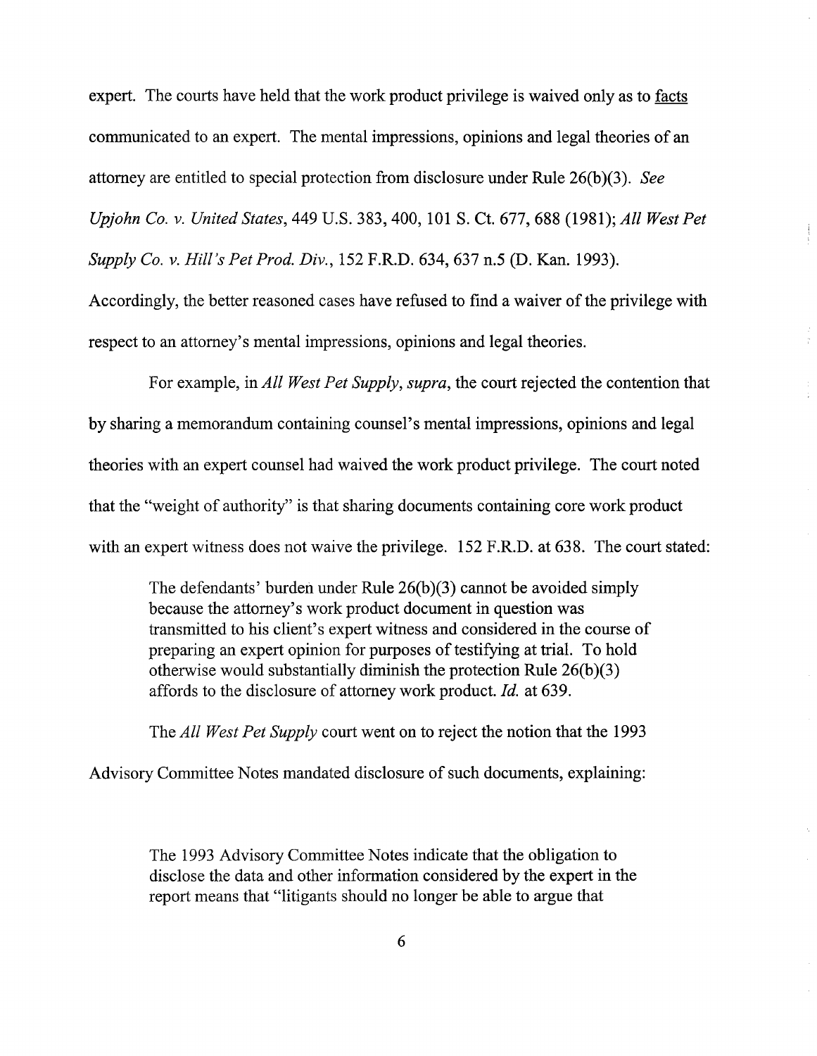expert. The courts have held that the work product privilege is waived only as to <u>facts</u> communicated to an expert. The mental impressions, opinions and legal theories of an attorney are entitled to special protection from disclosure under Rule 26(b)(3). *See Upjohn Co. v. United States*, 449 U.S. 383, 400, 101 S. Ct. 677, 688 (1981); *All West Pet Supply Co. v. Hill's Pet Prod. Div.*, 152 F.R.D. 634, 637 n.5 (D. Kan. 1993). Accordingly, the better reasoned cases have refused to find a waiver of the privilege with respect to an attorney's mental impressions, opinions and legal theories.

For example, in *All West Pet Supply, supra*, the court rejected the contention that by sharing a memorandum containing counsel's mental impressions, opinions and legal theories with an expert counsel had waived the work product privilege. The court noted that the "weight of authority" is that sharing documents containing core work product with an expert witness does not waive the privilege. 152 F.R.D. at 638. The court stated:

> The defendants' burden under Rule 26(b)(3) cannot be avoided simply because the attorney's work product document in question was transmitted to his client's expert witness and considered in the course of preparing an expert opinion for purposes of testifying at trial. To hold otherwise would substantially diminish the protection Rule 26(b)(3) affords to the disclosure of attorney work product. *Id.* at 639.

The *All West Pet Supply* court went on to reject the notion that the 1993 Advisory Committee Notes mandated disclosure of such documents, explaining:

> The 1993 Advisory Committee Notes indicate that the obligation to disclose the data and other information considered by the expert in the report means that "litigants should no longer be able to argue that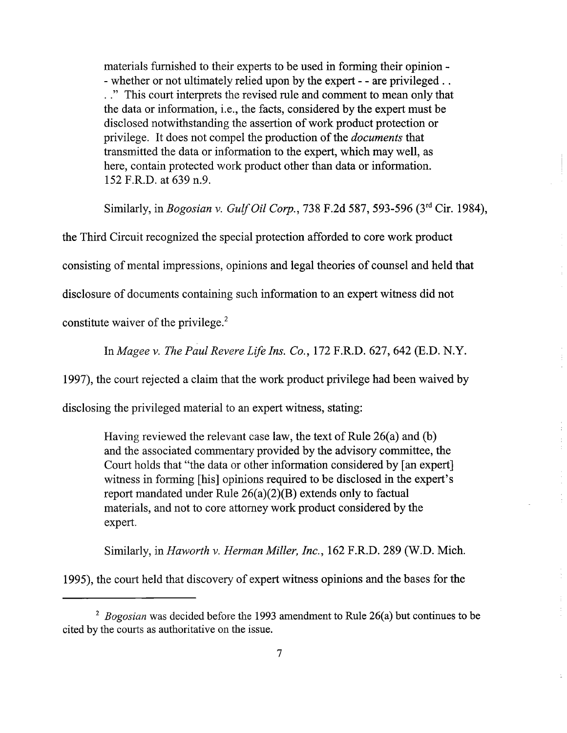> materials furnished to their experts to be used in forming their opinion -- whether or not ultimately relied upon by the expert - - are privileged . . . ." This court interprets the revised rule and comment to mean only that the data or information, i.e., the facts, considered by the expert must be disclosed notwithstanding the assertion of work product protection or privilege. It does not compel the production of the *documents* that transmitted the data or information to the expert, which may well, as here, contain protected work product other than data or information. 152 F.R.D. at 639 n.9.

Similarly, in *Bogosian v. Gulf Oil Corp.*, 738 F.2d 587, 593-596 (3rd Cir. 1984), the Third Circuit recognized the special protection afforded to core work product consisting of mental impressions, opinions and legal theories of counsel and held that disclosure of documents containing such information to an expert witness did not constitute waiver of the privilege.[2]

In *Magee v. The Paul Revere Life Ins. Co.*, 172 F.R.D. 627, 642 (E.D. N.Y. 1997), the court rejected a claim that the work product privilege had been waived by disclosing the privileged material to an expert witness, stating:

> Having reviewed the relevant case law, the text of Rule 26(a) and (b) and the associated commentary provided by the advisory committee, the Court holds that "the data or other information considered by [an expert] witness in forming [his] opinions required to be disclosed in the expert's report mandated under Rule 26(a)(2)(B) extends only to factual materials, and not to core attorney work product considered by the expert.

Similarly, in *Haworth v. Herman Miller, Inc.*, 162 F.R.D. 289 (W.D. Mich. 1995), the court held that discovery of expert witness opinions and the bases for the

---

[2] *Bogosian* was decided before the 1993 amendment to Rule 26(a) but continues to be cited by the courts as authoritative on the issue.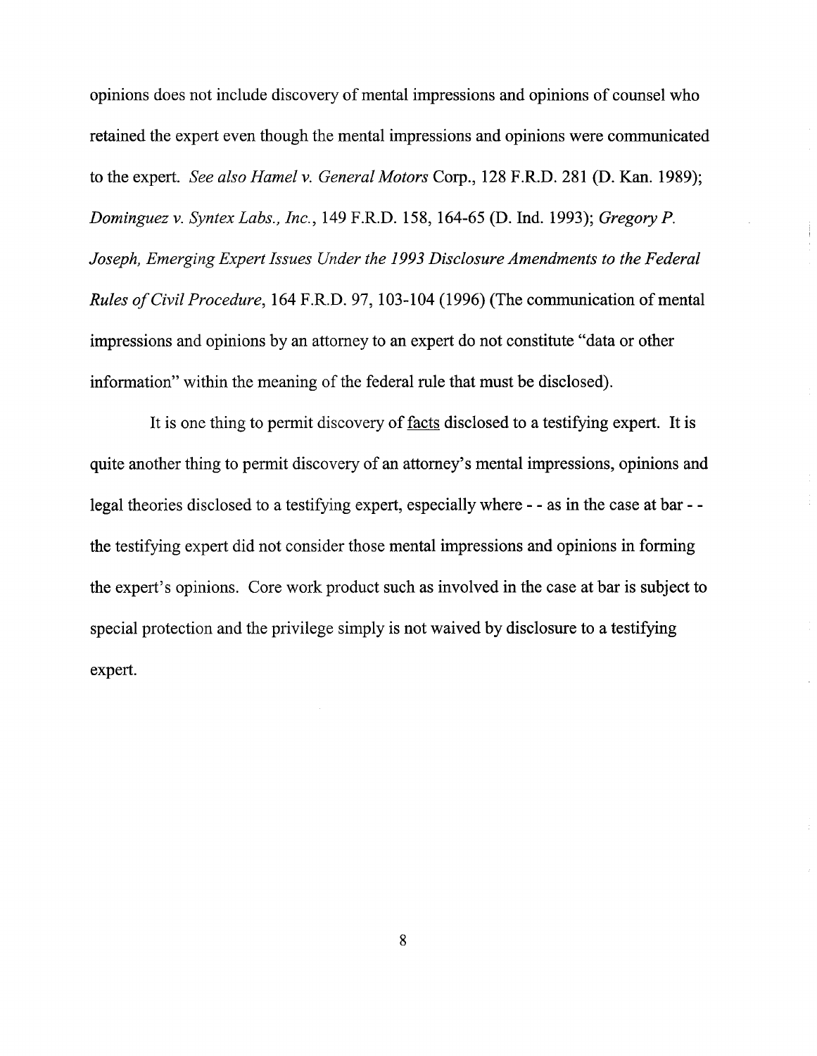opinions does not include discovery of mental impressions and opinions of counsel who retained the expert even though the mental impressions and opinions were communicated to the expert. *See also Hamel v. General Motors* Corp., 128 F.R.D. 281 (D. Kan. 1989); *Dominguez v. Syntex Labs., Inc.*, 149 F.R.D. 158, 164-65 (D. Ind. 1993); *Gregory P. Joseph, Emerging Expert Issues Under the 1993 Disclosure Amendments to the Federal Rules of Civil Procedure*, 164 F.R.D. 97, 103-104 (1996) (The communication of mental impressions and opinions by an attorney to an expert do not constitute "data or other information" within the meaning of the federal rule that must be disclosed).

It is one thing to permit discovery of <u>facts</u> disclosed to a testifying expert. It is quite another thing to permit discovery of an attorney's mental impressions, opinions and legal theories disclosed to a testifying expert, especially where - - as in the case at bar - - the testifying expert did not consider those mental impressions and opinions in forming the expert's opinions. Core work product such as involved in the case at bar is subject to special protection and the privilege simply is not waived by disclosure to a testifying expert.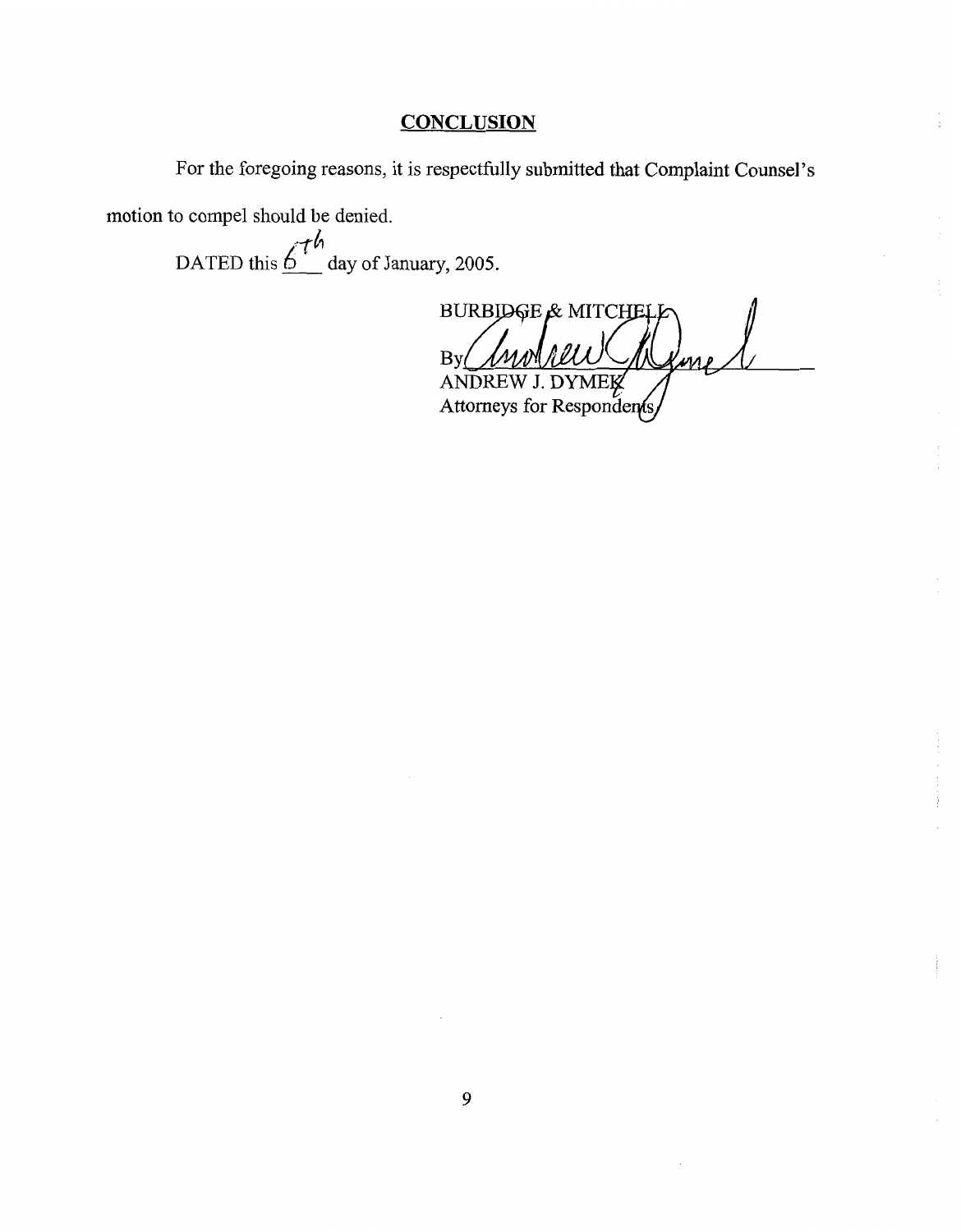## CONCLUSION

For the foregoing reasons, it is respectfully submitted that Complaint Counsel's motion to compel should be denied.

DATED this 6th day of January, 2005.

BURBIDGE & MITCHELL

By ______________________

ANDREW J. DYMEK

Attorneys for Respondents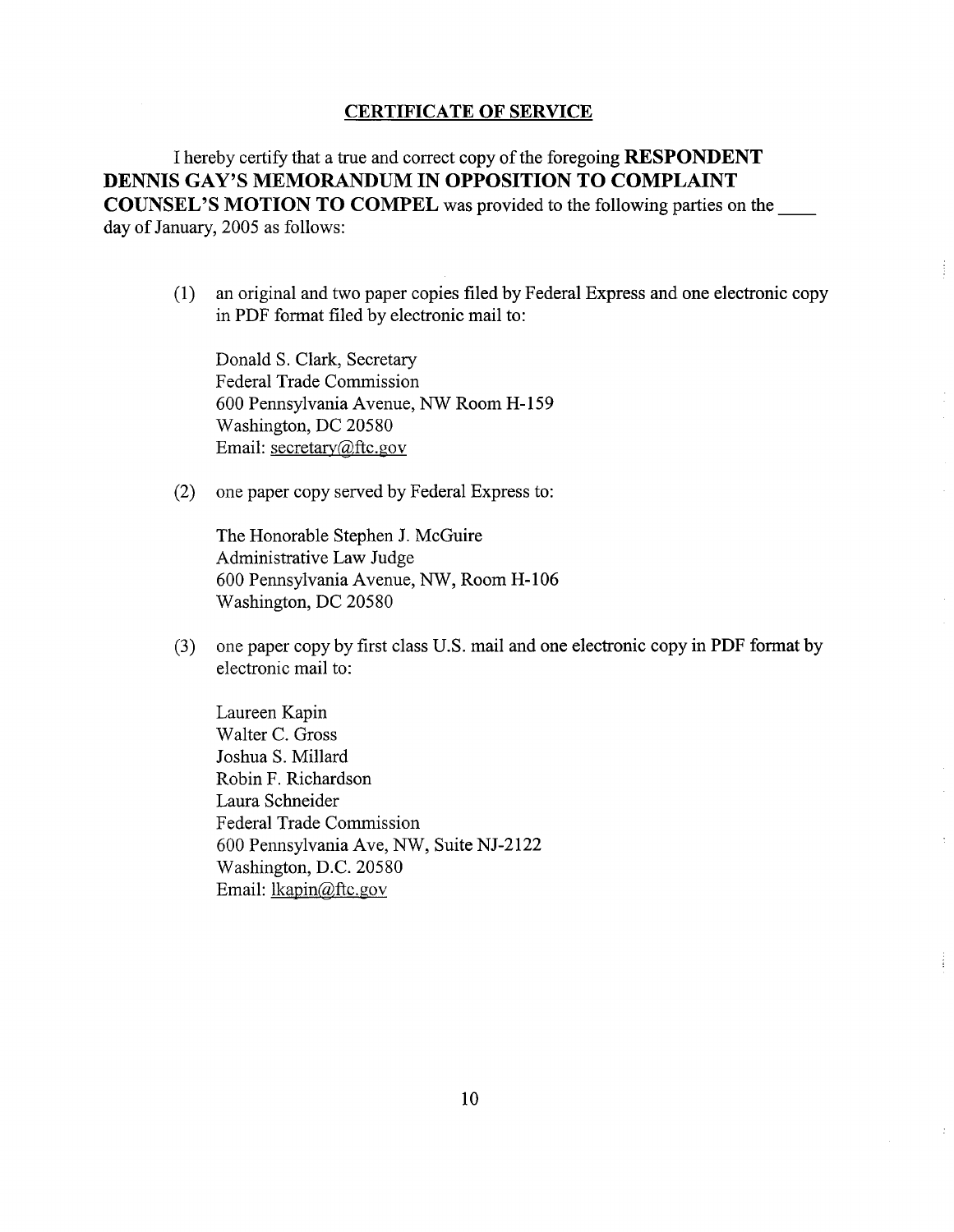## CERTIFICATE OF SERVICE

I hereby certify that a true and correct copy of the foregoing **RESPONDENT DENNIS GAY'S MEMORANDUM IN OPPOSITION TO COMPLAINT COUNSEL'S MOTION TO COMPEL** was provided to the following parties on the ____ day of January, 2005 as follows:

(1) an original and two paper copies filed by Federal Express and one electronic copy in PDF format filed by electronic mail to:

Donald S. Clark, Secretary
Federal Trade Commission
600 Pennsylvania Avenue, NW Room H-159
Washington, DC 20580
Email: secretary@ftc.gov

(2) one paper copy served by Federal Express to:

The Honorable Stephen J. McGuire
Administrative Law Judge
600 Pennsylvania Avenue, NW, Room H-106
Washington, DC 20580

(3) one paper copy by first class U.S. mail and one electronic copy in PDF format by electronic mail to:

Laureen Kapin
Walter C. Gross
Joshua S. Millard
Robin F. Richardson
Laura Schneider
Federal Trade Commission
600 Pennsylvania Ave, NW, Suite NJ-2122
Washington, D.C. 20580
Email: lkapin@ftc.gov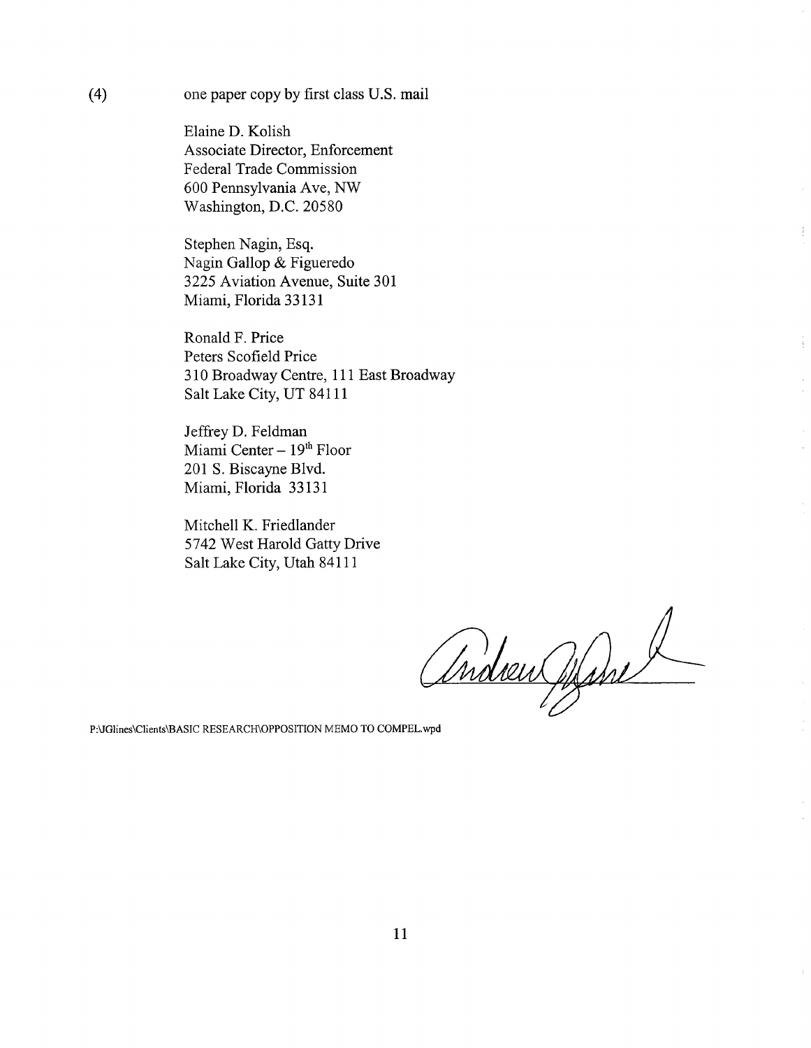(4) one paper copy by first class U.S. mail

Elaine D. Kolish
Associate Director, Enforcement
Federal Trade Commission
600 Pennsylvania Ave, NW
Washington, D.C. 20580

Stephen Nagin, Esq.
Nagin Gallop & Figueredo
3225 Aviation Avenue, Suite 301
Miami, Florida 33131

Ronald F. Price
Peters Scofield Price
310 Broadway Centre, 111 East Broadway
Salt Lake City, UT 84111

Jeffrey D. Feldman
Miami Center – 19th Floor
201 S. Biscayne Blvd.
Miami, Florida 33131

Mitchell K. Friedlander
5742 West Harold Gatty Drive
Salt Lake City, Utah 84111

P:\JGlines\Clients\BASIC RESEARCH\OPPOSITION MEMO TO COMPEL.wpd